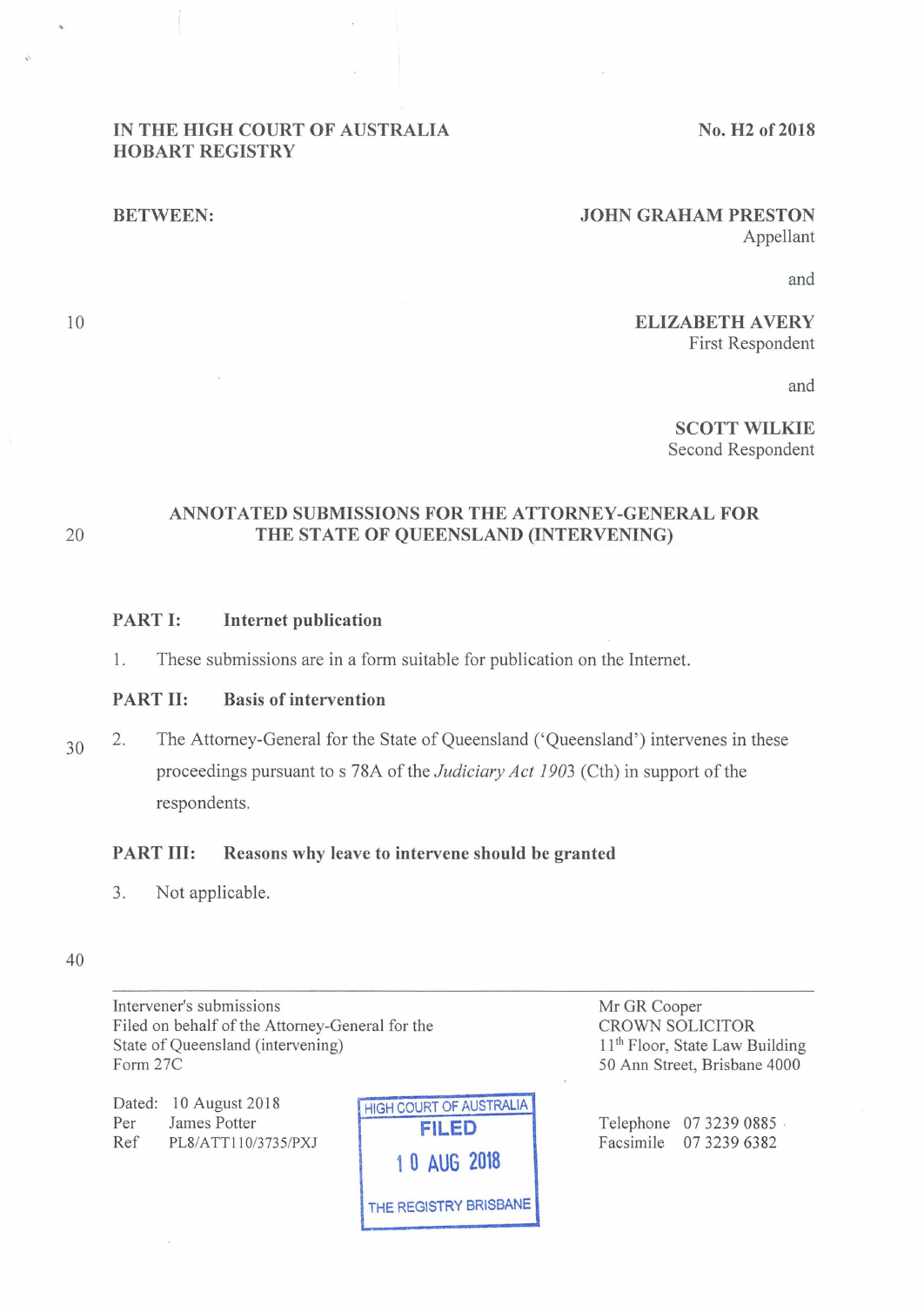IN THE HIGH COURT OF AUSTRALIA
HOBART REGISTRY

No. H2 of 2018

BETWEEN:

**JOHN GRAHAM PRESTON**
Appellant

and

**ELIZABETH AVERY**
First Respondent

and

**SCOTT WILKIE**
Second Respondent

## ANNOTATED SUBMISSIONS FOR THE ATTORNEY-GENERAL FOR THE STATE OF QUEENSLAND (INTERVENING)

### PART I: Internet publication

1. These submissions are in a form suitable for publication on the Internet.

### PART II: Basis of intervention

2. The Attorney-General for the State of Queensland ('Queensland') intervenes in these proceedings pursuant to s 78A of the *Judiciary Act 1903* (Cth) in support of the respondents.

### PART III: Reasons why leave to intervene should be granted

3. Not applicable.

---

Intervener's submissions
Filed on behalf of the Attorney-General for the State of Queensland (intervening)
Form 27C

Dated: 10 August 2018
Per James Potter
Ref PL8/ATT110/3735/PXJ

HIGH COURT OF AUSTRALIA
FILED
10 AUG 2018
THE REGISTRY BRISBANE

Mr GR Cooper
CROWN SOLICITOR
11th Floor, State Law Building
50 Ann Street, Brisbane 4000

Telephone 07 3239 0885
Facsimile 07 3239 6382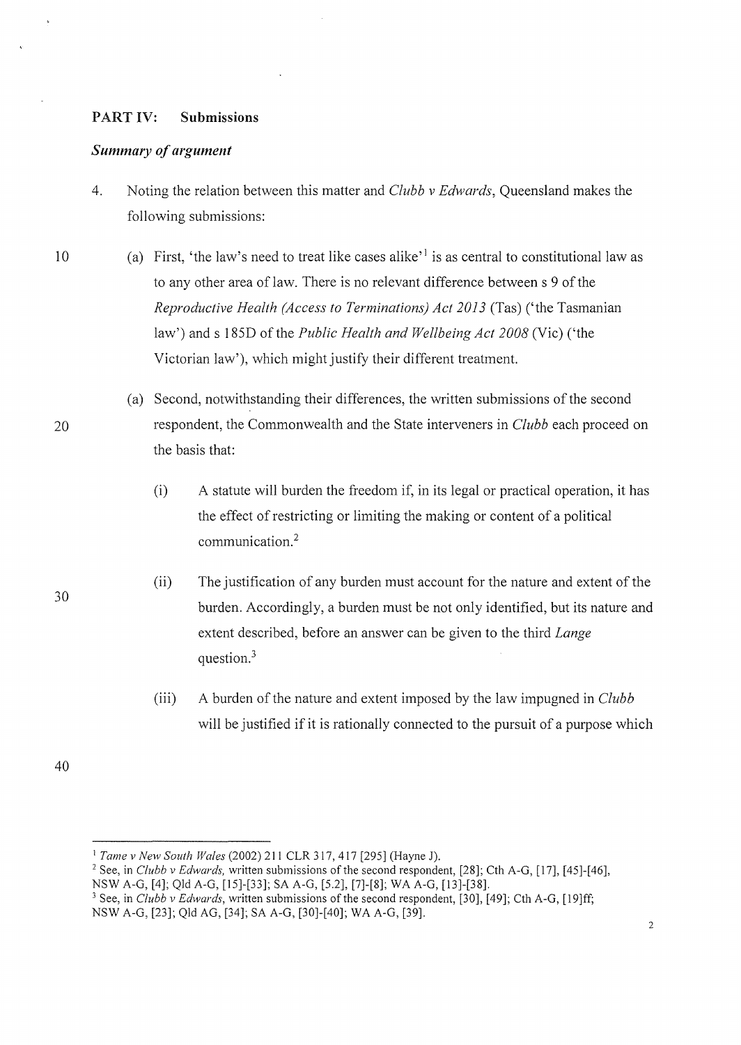## PART IV: Submissions

### *Summary of argument*

4. Noting the relation between this matter and *Clubb v Edwards*, Queensland makes the following submissions:

   (a) First, 'the law's need to treat like cases alike'[1] is as central to constitutional law as to any other area of law. There is no relevant difference between s 9 of the *Reproductive Health (Access to Terminations) Act 2013* (Tas) ('the Tasmanian law') and s 185D of the *Public Health and Wellbeing Act 2008* (Vic) ('the Victorian law'), which might justify their different treatment.

   (a) Second, notwithstanding their differences, the written submissions of the second respondent, the Commonwealth and the State interveners in *Clubb* each proceed on the basis that:

      (i) A statute will burden the freedom if, in its legal or practical operation, it has the effect of restricting or limiting the making or content of a political communication.[2]

      (ii) The justification of any burden must account for the nature and extent of the burden. Accordingly, a burden must be not only identified, but its nature and extent described, before an answer can be given to the third *Lange* question.[3]

      (iii) A burden of the nature and extent imposed by the law impugned in *Clubb* will be justified if it is rationally connected to the pursuit of a purpose which

---

[1] *Tame v New South Wales* (2002) 211 CLR 317, 417 [295] (Hayne J).

[2] See, in *Clubb v Edwards,* written submissions of the second respondent, [28]; Cth A-G, [17], [45]-[46], NSW A-G, [4]; Qld A-G, [15]-[33]; SA A-G, [5.2], [7]-[8]; WA A-G, [13]-[38].

[3] See, in *Clubb v Edwards*, written submissions of the second respondent, [30], [49]; Cth A-G, [19]ff; NSW A-G, [23]; Qld AG, [34]; SA A-G, [30]-[40]; WA A-G, [39].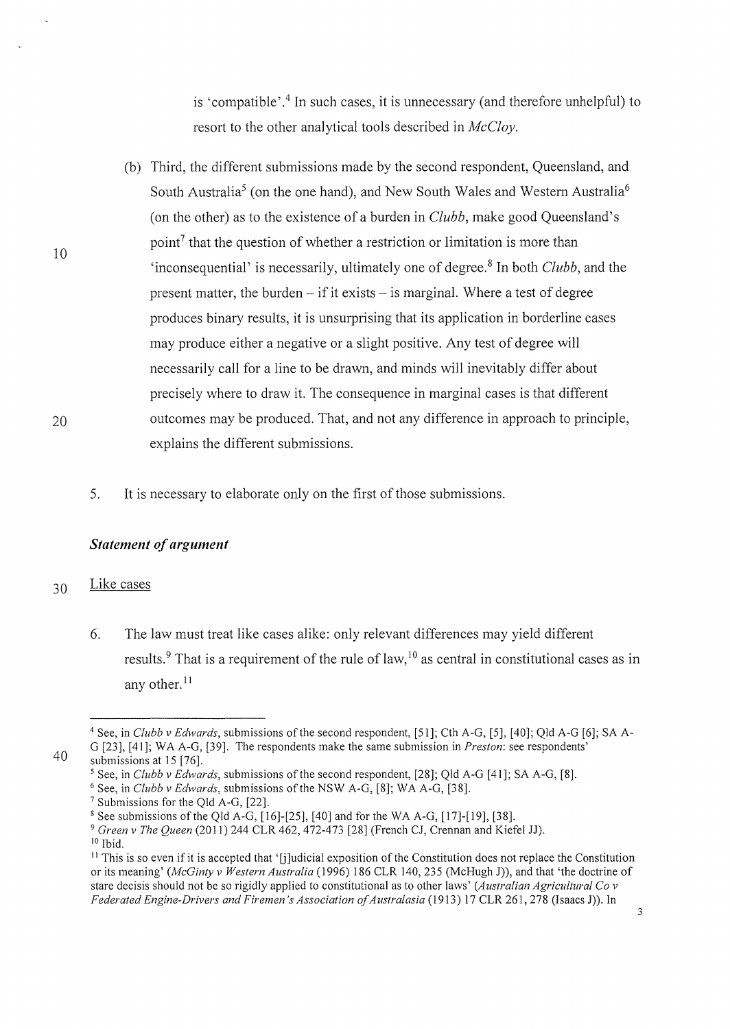is 'compatible'.[4] In such cases, it is unnecessary (and therefore unhelpful) to resort to the other analytical tools described in *McCloy*.

(b) Third, the different submissions made by the second respondent, Queensland, and South Australia[5] (on the one hand), and New South Wales and Western Australia[6] (on the other) as to the existence of a burden in *Clubb*, make good Queensland's point[7] that the question of whether a restriction or limitation is more than 'inconsequential' is necessarily, ultimately one of degree.[8] In both *Clubb*, and the present matter, the burden – if it exists – is marginal. Where a test of degree produces binary results, it is unsurprising that its application in borderline cases may produce either a negative or a slight positive. Any test of degree will necessarily call for a line to be drawn, and minds will inevitably differ about precisely where to draw it. The consequence in marginal cases is that different outcomes may be produced. That, and not any difference in approach to principle, explains the different submissions.

5. It is necessary to elaborate only on the first of those submissions.

### *Statement of argument*

Like cases

6. The law must treat like cases alike: only relevant differences may yield different results.[9] That is a requirement of the rule of law,[10] as central in constitutional cases as in any other.[11]

---

[4] See, in *Clubb v Edwards*, submissions of the second respondent, [51]; Cth A-G, [5], [40]; Qld A-G [6]; SA A-G [23], [41]; WA A-G, [39]. The respondents make the same submission in *Preston*: see respondents' submissions at 15 [76].

[5] See, in *Clubb v Edwards*, submissions of the second respondent, [28]; Qld A-G [41]; SA A-G, [8].

[6] See, in *Clubb v Edwards*, submissions of the NSW A-G, [8]; WA A-G, [38].

[7] Submissions for the Qld A-G, [22].

[8] See submissions of the Qld A-G, [16]-[25], [40] and for the WA A-G, [17]-[19], [38].

[9] *Green v The Queen* (2011) 244 CLR 462, 472-473 [28] (French CJ, Crennan and Kiefel JJ).

[10] Ibid.

[11] This is so even if it is accepted that '[j]udicial exposition of the Constitution does not replace the Constitution or its meaning' (*McGinty v Western Australia* (1996) 186 CLR 140, 235 (McHugh J)), and that 'the doctrine of stare decisis should not be so rigidly applied to constitutional as to other laws' (*Australian Agricultural Co v Federated Engine-Drivers and Firemen's Association of Australasia* (1913) 17 CLR 261, 278 (Isaacs J)). In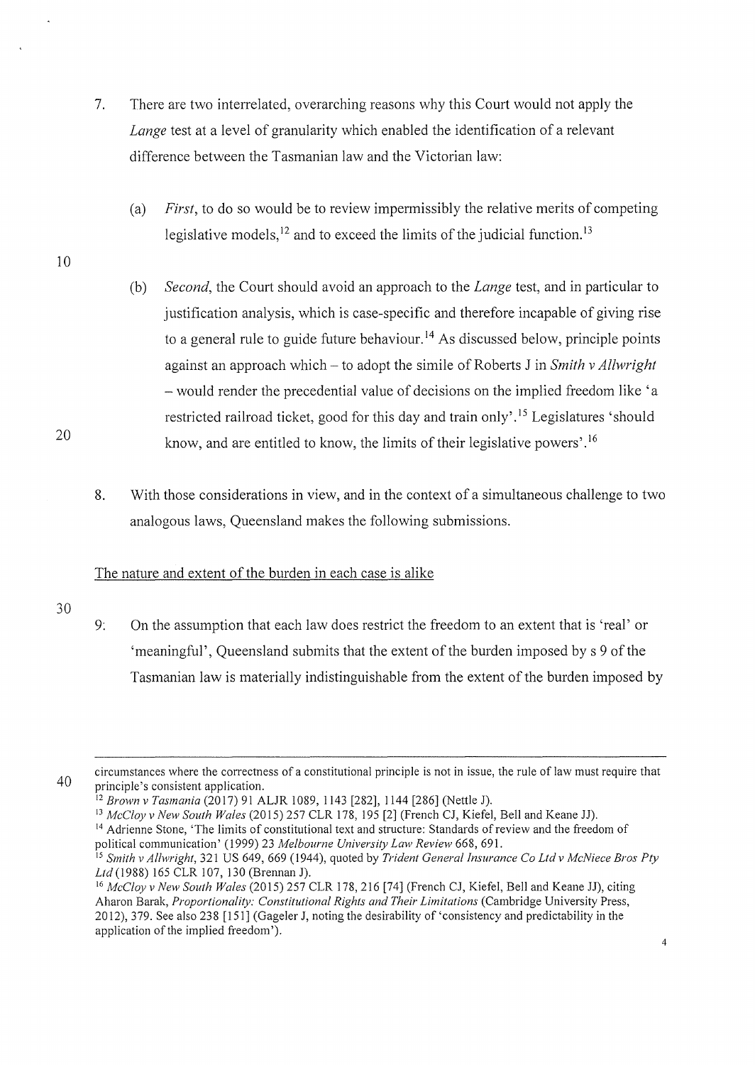7. There are two interrelated, overarching reasons why this Court would not apply the *Lange* test at a level of granularity which enabled the identification of a relevant difference between the Tasmanian law and the Victorian law:

   (a) *First*, to do so would be to review impermissibly the relative merits of competing legislative models,[12] and to exceed the limits of the judicial function.[13]

   (b) *Second*, the Court should avoid an approach to the *Lange* test, and in particular to justification analysis, which is case-specific and therefore incapable of giving rise to a general rule to guide future behaviour.[14] As discussed below, principle points against an approach which – to adopt the simile of Roberts J in *Smith v Allwright* – would render the precedential value of decisions on the implied freedom like 'a restricted railroad ticket, good for this day and train only'.[15] Legislatures 'should know, and are entitled to know, the limits of their legislative powers'.[16]

8. With those considerations in view, and in the context of a simultaneous challenge to two analogous laws, Queensland makes the following submissions.

<u>The nature and extent of the burden in each case is alike</u>

9. On the assumption that each law does restrict the freedom to an extent that is 'real' or 'meaningful', Queensland submits that the extent of the burden imposed by s 9 of the Tasmanian law is materially indistinguishable from the extent of the burden imposed by

---

circumstances where the correctness of a constitutional principle is not in issue, the rule of law must require that principle's consistent application.

[12] *Brown v Tasmania* (2017) 91 ALJR 1089, 1143 [282], 1144 [286] (Nettle J).

[13] *McCloy v New South Wales* (2015) 257 CLR 178, 195 [2] (French CJ, Kiefel, Bell and Keane JJ).

[14] Adrienne Stone, 'The limits of constitutional text and structure: Standards of review and the freedom of political communication' (1999) 23 *Melbourne University Law Review* 668, 691.

[15] *Smith v Allwright*, 321 US 649, 669 (1944), quoted by *Trident General Insurance Co Ltd v McNiece Bros Pty Ltd* (1988) 165 CLR 107, 130 (Brennan J).

[16] *McCloy v New South Wales* (2015) 257 CLR 178, 216 [74] (French CJ, Kiefel, Bell and Keane JJ), citing Aharon Barak, *Proportionality: Constitutional Rights and Their Limitations* (Cambridge University Press, 2012), 379. See also 238 [151] (Gageler J, noting the desirability of 'consistency and predictability in the application of the implied freedom').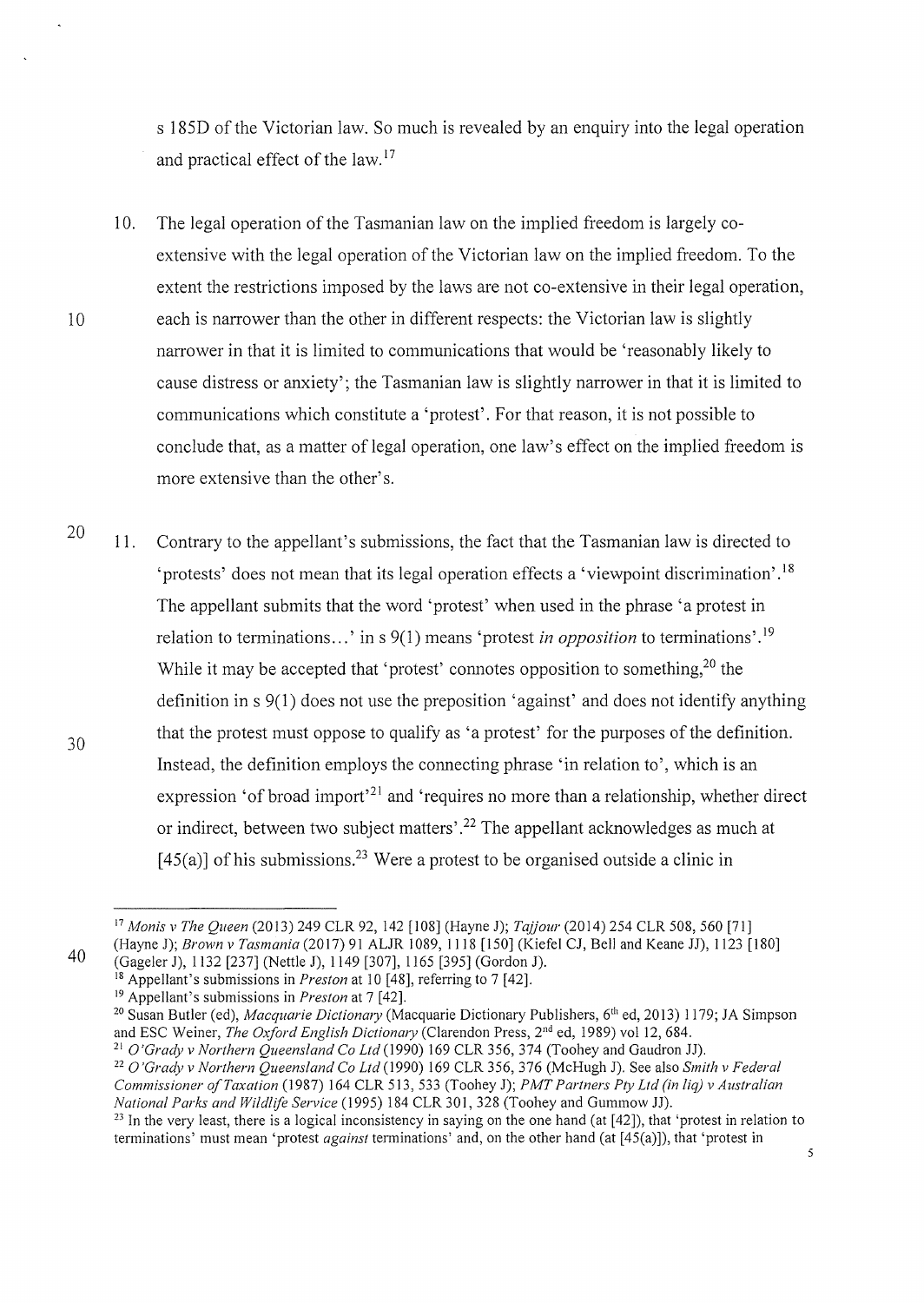s 185D of the Victorian law. So much is revealed by an enquiry into the legal operation and practical effect of the law.[17]

10. The legal operation of the Tasmanian law on the implied freedom is largely co-extensive with the legal operation of the Victorian law on the implied freedom. To the extent the restrictions imposed by the laws are not co-extensive in their legal operation, each is narrower than the other in different respects: the Victorian law is slightly narrower in that it is limited to communications that would be 'reasonably likely to cause distress or anxiety'; the Tasmanian law is slightly narrower in that it is limited to communications which constitute a 'protest'. For that reason, it is not possible to conclude that, as a matter of legal operation, one law's effect on the implied freedom is more extensive than the other's.

11. Contrary to the appellant's submissions, the fact that the Tasmanian law is directed to 'protests' does not mean that its legal operation effects a 'viewpoint discrimination'.[18] The appellant submits that the word 'protest' when used in the phrase 'a protest in relation to terminations…' in s 9(1) means 'protest *in opposition* to terminations'.[19] While it may be accepted that 'protest' connotes opposition to something,[20] the definition in s 9(1) does not use the preposition 'against' and does not identify anything that the protest must oppose to qualify as 'a protest' for the purposes of the definition. Instead, the definition employs the connecting phrase 'in relation to', which is an expression 'of broad import'[21] and 'requires no more than a relationship, whether direct or indirect, between two subject matters'.[22] The appellant acknowledges as much at [45(a)] of his submissions.[23] Were a protest to be organised outside a clinic in

---

[17] *Monis v The Queen* (2013) 249 CLR 92, 142 [108] (Hayne J); *Tajjour* (2014) 254 CLR 508, 560 [71] (Hayne J); *Brown v Tasmania* (2017) 91 ALJR 1089, 1118 [150] (Kiefel CJ, Bell and Keane JJ), 1123 [180] (Gageler J), 1132 [237] (Nettle J), 1149 [307], 1165 [395] (Gordon J).

[18] Appellant's submissions in *Preston* at 10 [48], referring to 7 [42].

[19] Appellant's submissions in *Preston* at 7 [42].

[20] Susan Butler (ed), *Macquarie Dictionary* (Macquarie Dictionary Publishers, 6th ed, 2013) 1179; JA Simpson and ESC Weiner, *The Oxford English Dictionary* (Clarendon Press, 2nd ed, 1989) vol 12, 684.

[21] *O'Grady v Northern Queensland Co Ltd* (1990) 169 CLR 356, 374 (Toohey and Gaudron JJ).

[22] *O'Grady v Northern Queensland Co Ltd* (1990) 169 CLR 356, 376 (McHugh J). See also *Smith v Federal Commissioner of Taxation* (1987) 164 CLR 513, 533 (Toohey J); *PMT Partners Pty Ltd (in liq) v Australian National Parks and Wildlife Service* (1995) 184 CLR 301, 328 (Toohey and Gummow JJ).

[23] In the very least, there is a logical inconsistency in saying on the one hand (at [42]), that 'protest in relation to terminations' must mean 'protest *against* terminations' and, on the other hand (at [45(a)]), that 'protest in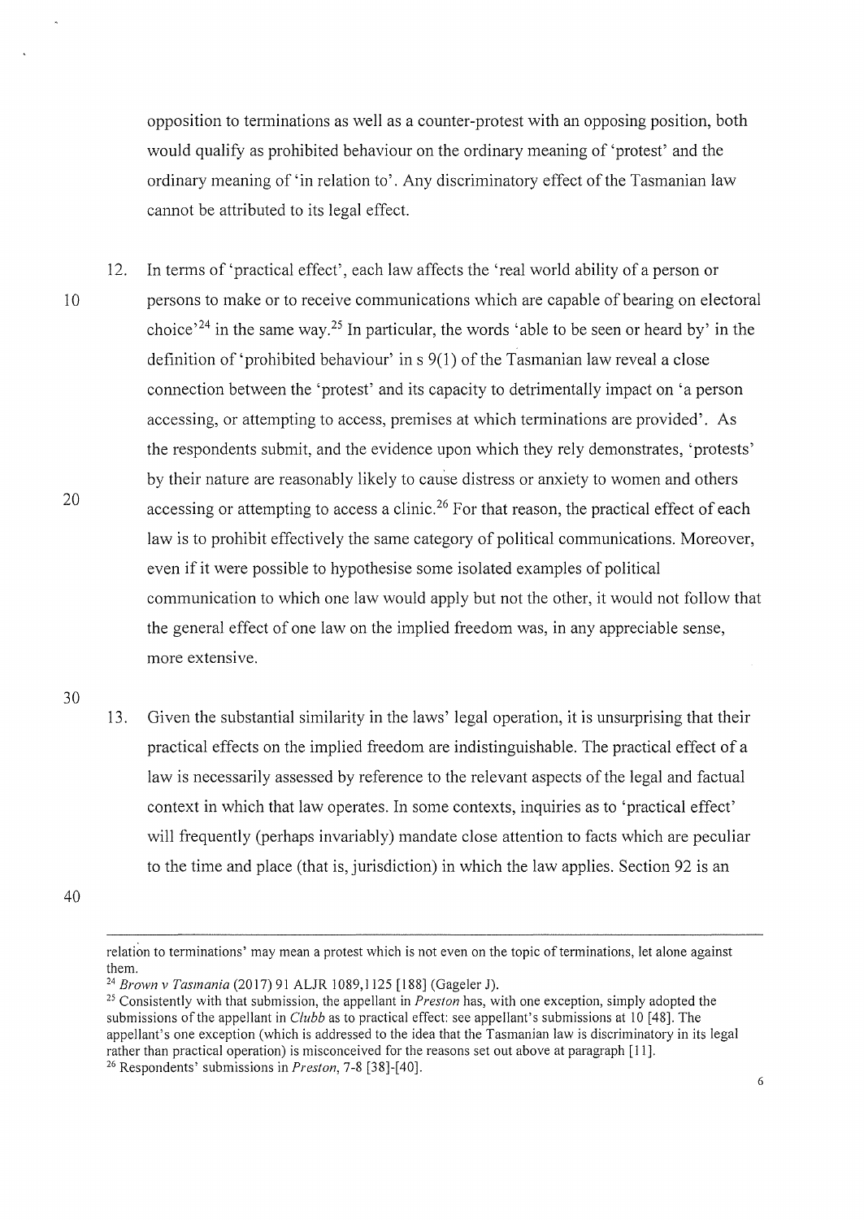opposition to terminations as well as a counter-protest with an opposing position, both would qualify as prohibited behaviour on the ordinary meaning of 'protest' and the ordinary meaning of 'in relation to'. Any discriminatory effect of the Tasmanian law cannot be attributed to its legal effect.

12. In terms of 'practical effect', each law affects the 'real world ability of a person or persons to make or to receive communications which are capable of bearing on electoral choice'[24] in the same way.[25] In particular, the words 'able to be seen or heard by' in the definition of 'prohibited behaviour' in s 9(1) of the Tasmanian law reveal a close connection between the 'protest' and its capacity to detrimentally impact on 'a person accessing, or attempting to access, premises at which terminations are provided'. As the respondents submit, and the evidence upon which they rely demonstrates, 'protests' by their nature are reasonably likely to cause distress or anxiety to women and others accessing or attempting to access a clinic.[26] For that reason, the practical effect of each law is to prohibit effectively the same category of political communications. Moreover, even if it were possible to hypothesise some isolated examples of political communication to which one law would apply but not the other, it would not follow that the general effect of one law on the implied freedom was, in any appreciable sense, more extensive.

13. Given the substantial similarity in the laws' legal operation, it is unsurprising that their practical effects on the implied freedom are indistinguishable. The practical effect of a law is necessarily assessed by reference to the relevant aspects of the legal and factual context in which that law operates. In some contexts, inquiries as to 'practical effect' will frequently (perhaps invariably) mandate close attention to facts which are peculiar to the time and place (that is, jurisdiction) in which the law applies. Section 92 is an

---

relation to terminations' may mean a protest which is not even on the topic of terminations, let alone against them.

[24] *Brown v Tasmania* (2017) 91 ALJR 1089,1125 [188] (Gageler J).

[25] Consistently with that submission, the appellant in *Preston* has, with one exception, simply adopted the submissions of the appellant in *Clubb* as to practical effect: see appellant's submissions at 10 [48]. The appellant's one exception (which is addressed to the idea that the Tasmanian law is discriminatory in its legal rather than practical operation) is misconceived for the reasons set out above at paragraph [11].

[26] Respondents' submissions in *Preston*, 7-8 [38]-[40].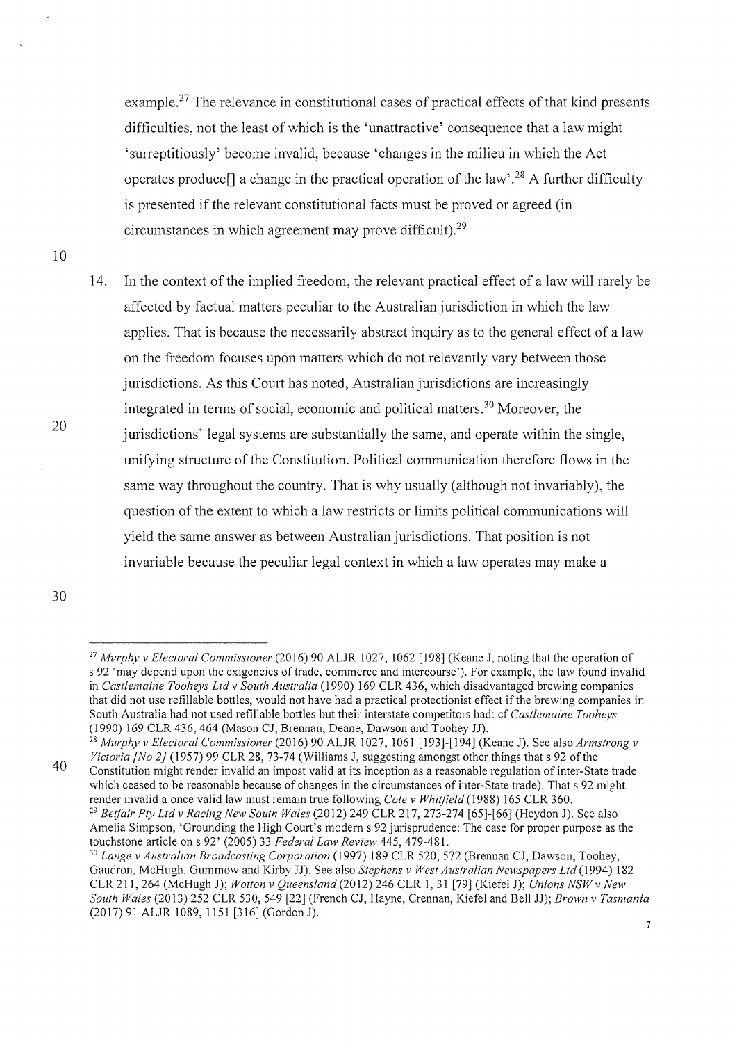example.[27] The relevance in constitutional cases of practical effects of that kind presents difficulties, not the least of which is the 'unattractive' consequence that a law might 'surreptitiously' become invalid, because 'changes in the milieu in which the Act operates produce[] a change in the practical operation of the law'.[28] A further difficulty is presented if the relevant constitutional facts must be proved or agreed (in circumstances in which agreement may prove difficult).[29]

14. In the context of the implied freedom, the relevant practical effect of a law will rarely be affected by factual matters peculiar to the Australian jurisdiction in which the law applies. That is because the necessarily abstract inquiry as to the general effect of a law on the freedom focuses upon matters which do not relevantly vary between those jurisdictions. As this Court has noted, Australian jurisdictions are increasingly integrated in terms of social, economic and political matters.[30] Moreover, the jurisdictions' legal systems are substantially the same, and operate within the single, unifying structure of the Constitution. Political communication therefore flows in the same way throughout the country. That is why usually (although not invariably), the question of the extent to which a law restricts or limits political communications will yield the same answer as between Australian jurisdictions. That position is not invariable because the peculiar legal context in which a law operates may make a

---

[27] *Murphy v Electoral Commissioner* (2016) 90 ALJR 1027, 1062 [198] (Keane J, noting that the operation of s 92 'may depend upon the exigencies of trade, commerce and intercourse'). For example, the law found invalid in *Castlemaine Tooheys Ltd v South Australia* (1990) 169 CLR 436, which disadvantaged brewing companies that did not use refillable bottles, would not have had a practical protectionist effect if the brewing companies in South Australia had not used refillable bottles but their interstate competitors had: cf *Castlemaine Tooheys* (1990) 169 CLR 436, 464 (Mason CJ, Brennan, Deane, Dawson and Toohey JJ).

[28] *Murphy v Electoral Commissioner* (2016) 90 ALJR 1027, 1061 [193]-[194] (Keane J). See also *Armstrong v Victoria [No 2]* (1957) 99 CLR 28, 73-74 (Williams J, suggesting amongst other things that s 92 of the Constitution might render invalid an impost valid at its inception as a reasonable regulation of inter-State trade which ceased to be reasonable because of changes in the circumstances of inter-State trade). That s 92 might render invalid a once valid law must remain true following *Cole v Whitfield* (1988) 165 CLR 360.

[29] *Betfair Pty Ltd v Racing New South Wales* (2012) 249 CLR 217, 273-274 [65]-[66] (Heydon J). See also Amelia Simpson, 'Grounding the High Court's modern s 92 jurisprudence: The case for proper purpose as the touchstone article on s 92' (2005) 33 *Federal Law Review* 445, 479-481.

[30] *Lange v Australian Broadcasting Corporation* (1997) 189 CLR 520, 572 (Brennan CJ, Dawson, Toohey, Gaudron, McHugh, Gummow and Kirby JJ). See also *Stephens v West Australian Newspapers Ltd* (1994) 182 CLR 211, 264 (McHugh J); *Wotton v Queensland* (2012) 246 CLR 1, 31 [79] (Kiefel J); *Unions NSW v New South Wales* (2013) 252 CLR 530, 549 [22] (French CJ, Hayne, Crennan, Kiefel and Bell JJ); *Brown v Tasmania* (2017) 91 ALJR 1089, 1151 [316] (Gordon J).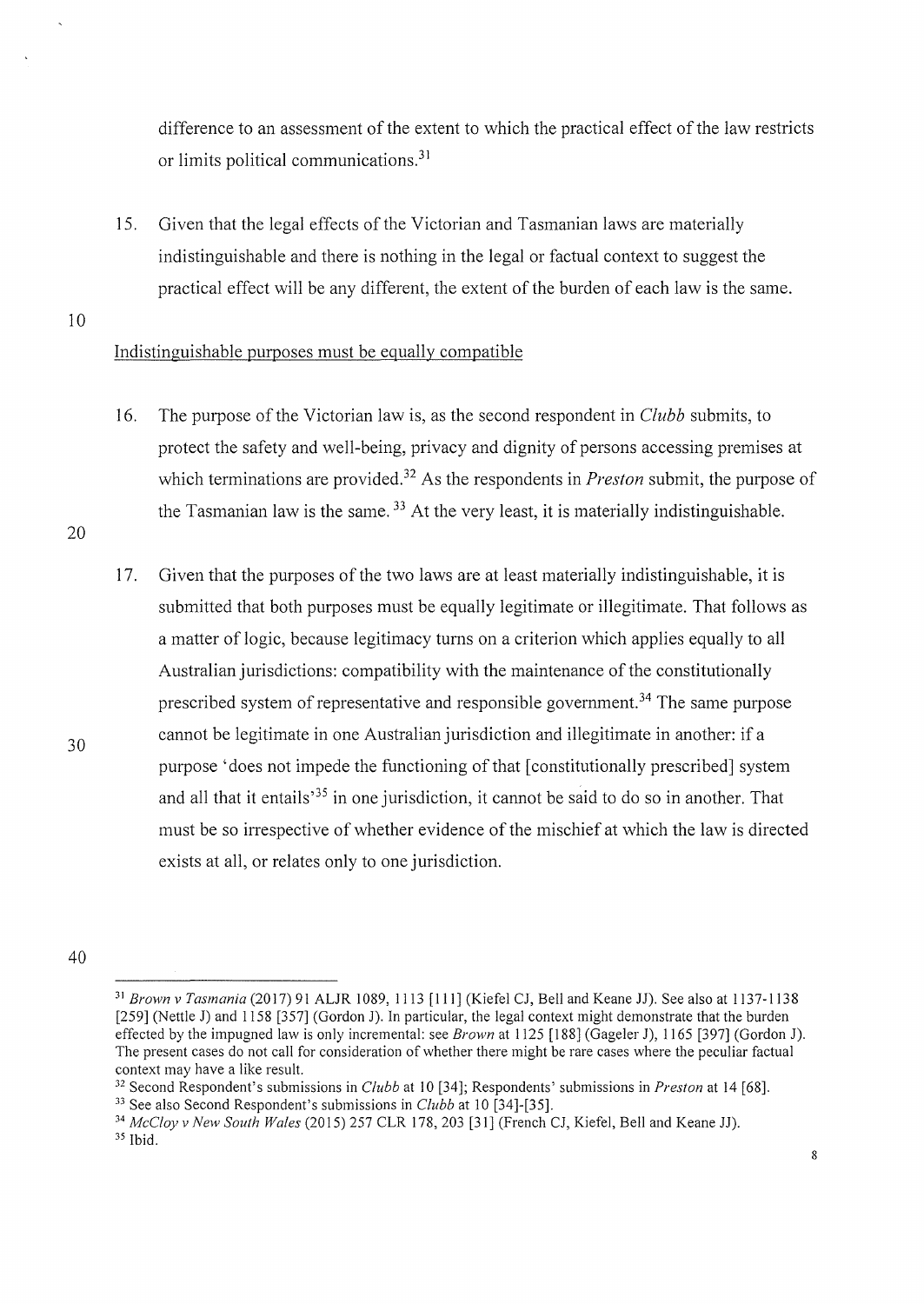difference to an assessment of the extent to which the practical effect of the law restricts or limits political communications.[31]

15. Given that the legal effects of the Victorian and Tasmanian laws are materially indistinguishable and there is nothing in the legal or factual context to suggest the practical effect will be any different, the extent of the burden of each law is the same.

Indistinguishable purposes must be equally compatible

16. The purpose of the Victorian law is, as the second respondent in *Clubb* submits, to protect the safety and well-being, privacy and dignity of persons accessing premises at which terminations are provided.[32] As the respondents in *Preston* submit, the purpose of the Tasmanian law is the same.[33] At the very least, it is materially indistinguishable.

17. Given that the purposes of the two laws are at least materially indistinguishable, it is submitted that both purposes must be equally legitimate or illegitimate. That follows as a matter of logic, because legitimacy turns on a criterion which applies equally to all Australian jurisdictions: compatibility with the maintenance of the constitutionally prescribed system of representative and responsible government.[34] The same purpose cannot be legitimate in one Australian jurisdiction and illegitimate in another: if a purpose 'does not impede the functioning of that [constitutionally prescribed] system and all that it entails'[35] in one jurisdiction, it cannot be said to do so in another. That must be so irrespective of whether evidence of the mischief at which the law is directed exists at all, or relates only to one jurisdiction.

---

[31] *Brown v Tasmania* (2017) 91 ALJR 1089, 1113 [111] (Kiefel CJ, Bell and Keane JJ). See also at 1137-1138 [259] (Nettle J) and 1158 [357] (Gordon J). In particular, the legal context might demonstrate that the burden effected by the impugned law is only incremental: see *Brown* at 1125 [188] (Gageler J), 1165 [397] (Gordon J). The present cases do not call for consideration of whether there might be rare cases where the peculiar factual context may have a like result.

[32] Second Respondent's submissions in *Clubb* at 10 [34]; Respondents' submissions in *Preston* at 14 [68].

[33] See also Second Respondent's submissions in *Clubb* at 10 [34]-[35].

[34] *McCloy v New South Wales* (2015) 257 CLR 178, 203 [31] (French CJ, Kiefel, Bell and Keane JJ).

[35] Ibid.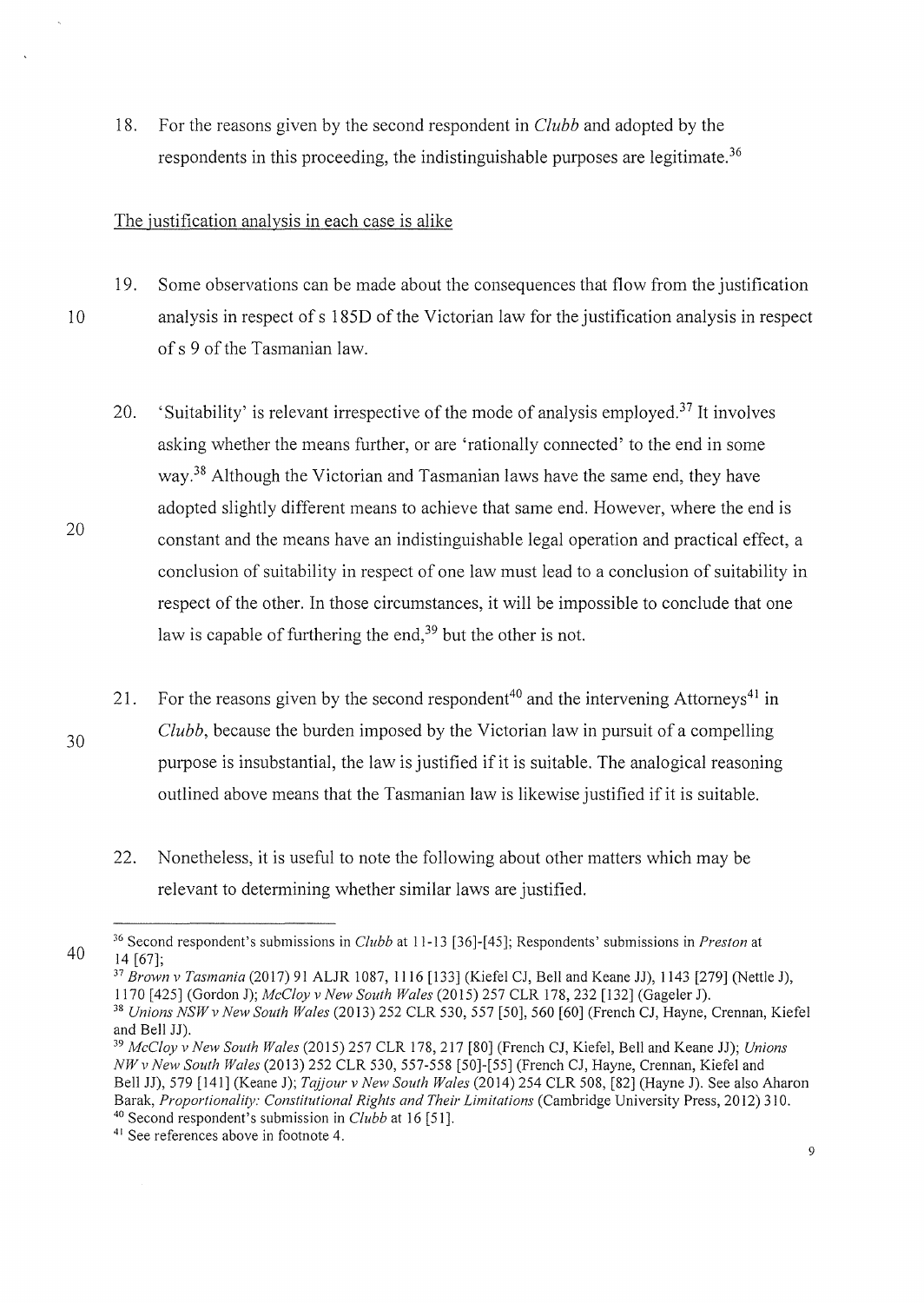18. For the reasons given by the second respondent in *Clubb* and adopted by the respondents in this proceeding, the indistinguishable purposes are legitimate.[36]

<u>The justification analysis in each case is alike</u>

19. Some observations can be made about the consequences that flow from the justification analysis in respect of s 185D of the Victorian law for the justification analysis in respect of s 9 of the Tasmanian law.

20. 'Suitability' is relevant irrespective of the mode of analysis employed.[37] It involves asking whether the means further, or are 'rationally connected' to the end in some way.[38] Although the Victorian and Tasmanian laws have the same end, they have adopted slightly different means to achieve that same end. However, where the end is constant and the means have an indistinguishable legal operation and practical effect, a conclusion of suitability in respect of one law must lead to a conclusion of suitability in respect of the other. In those circumstances, it will be impossible to conclude that one law is capable of furthering the end,[39] but the other is not.

21. For the reasons given by the second respondent[40] and the intervening Attorneys[41] in *Clubb*, because the burden imposed by the Victorian law in pursuit of a compelling purpose is insubstantial, the law is justified if it is suitable. The analogical reasoning outlined above means that the Tasmanian law is likewise justified if it is suitable.

22. Nonetheless, it is useful to note the following about other matters which may be relevant to determining whether similar laws are justified.

---

[36] Second respondent's submissions in *Clubb* at 11-13 [36]-[45]; Respondents' submissions in *Preston* at 14 [67];

[37] *Brown v Tasmania* (2017) 91 ALJR 1087, 1116 [133] (Kiefel CJ, Bell and Keane JJ), 1143 [279] (Nettle J), 1170 [425] (Gordon J); *McCloy v New South Wales* (2015) 257 CLR 178, 232 [132] (Gageler J).

[38] *Unions NSW v New South Wales* (2013) 252 CLR 530, 557 [50], 560 [60] (French CJ, Hayne, Crennan, Kiefel and Bell JJ).

[39] *McCloy v New South Wales* (2015) 257 CLR 178, 217 [80] (French CJ, Kiefel, Bell and Keane JJ); *Unions NW v New South Wales* (2013) 252 CLR 530, 557-558 [50]-[55] (French CJ, Hayne, Crennan, Kiefel and Bell JJ), 579 [141] (Keane J); *Tajjour v New South Wales* (2014) 254 CLR 508, [82] (Hayne J). See also Aharon Barak, *Proportionality: Constitutional Rights and Their Limitations* (Cambridge University Press, 2012) 310.

[40] Second respondent's submission in *Clubb* at 16 [51].

[41] See references above in footnote 4.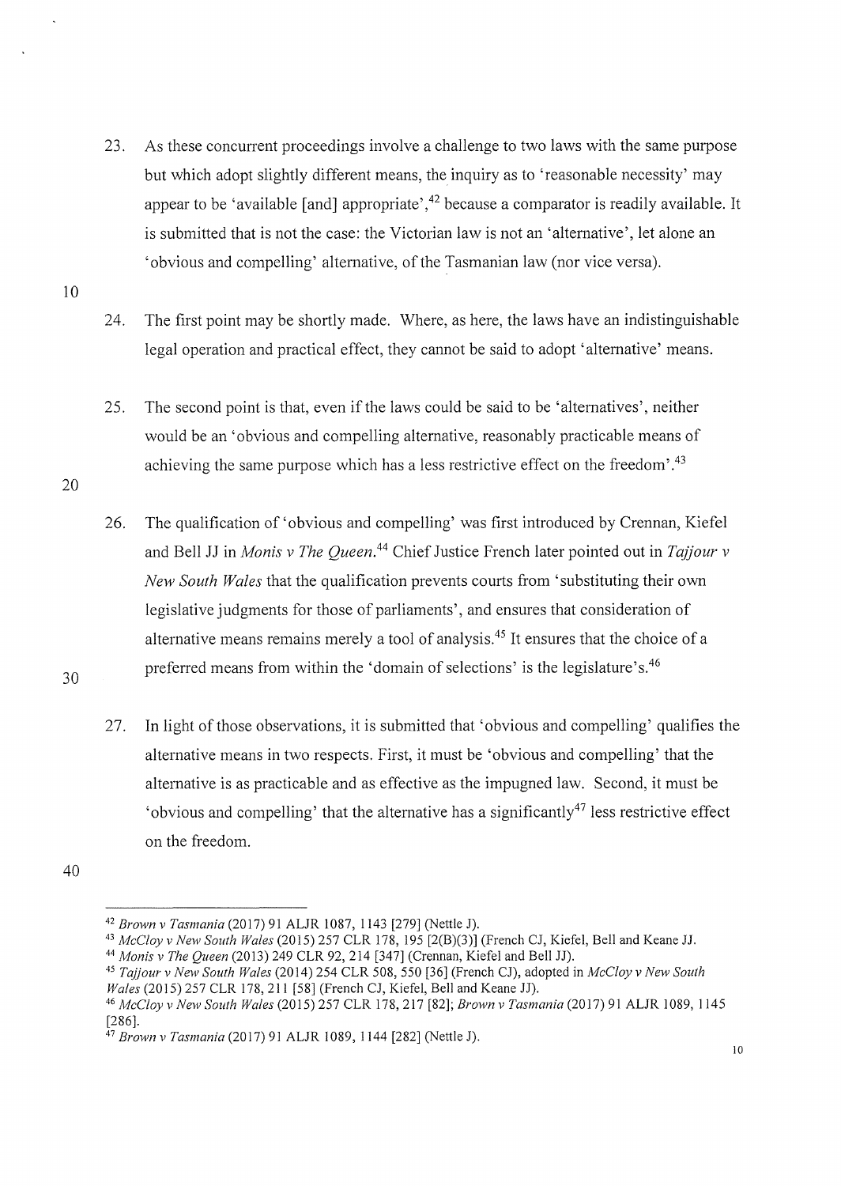23. As these concurrent proceedings involve a challenge to two laws with the same purpose but which adopt slightly different means, the inquiry as to 'reasonable necessity' may appear to be 'available [and] appropriate',[42] because a comparator is readily available. It is submitted that is not the case: the Victorian law is not an 'alternative', let alone an 'obvious and compelling' alternative, of the Tasmanian law (nor vice versa).

24. The first point may be shortly made. Where, as here, the laws have an indistinguishable legal operation and practical effect, they cannot be said to adopt 'alternative' means.

25. The second point is that, even if the laws could be said to be 'alternatives', neither would be an 'obvious and compelling alternative, reasonably practicable means of achieving the same purpose which has a less restrictive effect on the freedom'.[43]

26. The qualification of 'obvious and compelling' was first introduced by Crennan, Kiefel and Bell JJ in *Monis v The Queen*.[44] Chief Justice French later pointed out in *Tajjour v New South Wales* that the qualification prevents courts from 'substituting their own legislative judgments for those of parliaments', and ensures that consideration of alternative means remains merely a tool of analysis.[45] It ensures that the choice of a preferred means from within the 'domain of selections' is the legislature's.[46]

27. In light of those observations, it is submitted that 'obvious and compelling' qualifies the alternative means in two respects. First, it must be 'obvious and compelling' that the alternative is as practicable and as effective as the impugned law. Second, it must be 'obvious and compelling' that the alternative has a significantly[47] less restrictive effect on the freedom.

---

[42] *Brown v Tasmania* (2017) 91 ALJR 1087, 1143 [279] (Nettle J).

[43] *McCloy v New South Wales* (2015) 257 CLR 178, 195 [2(B)(3)] (French CJ, Kiefel, Bell and Keane JJ.

[44] *Monis v The Queen* (2013) 249 CLR 92, 214 [347] (Crennan, Kiefel and Bell JJ).

[45] *Tajjour v New South Wales* (2014) 254 CLR 508, 550 [36] (French CJ), adopted in *McCloy v New South Wales* (2015) 257 CLR 178, 211 [58] (French CJ, Kiefel, Bell and Keane JJ).

[46] *McCloy v New South Wales* (2015) 257 CLR 178, 217 [82]; *Brown v Tasmania* (2017) 91 ALJR 1089, 1145 [286].

[47] *Brown v Tasmania* (2017) 91 ALJR 1089, 1144 [282] (Nettle J).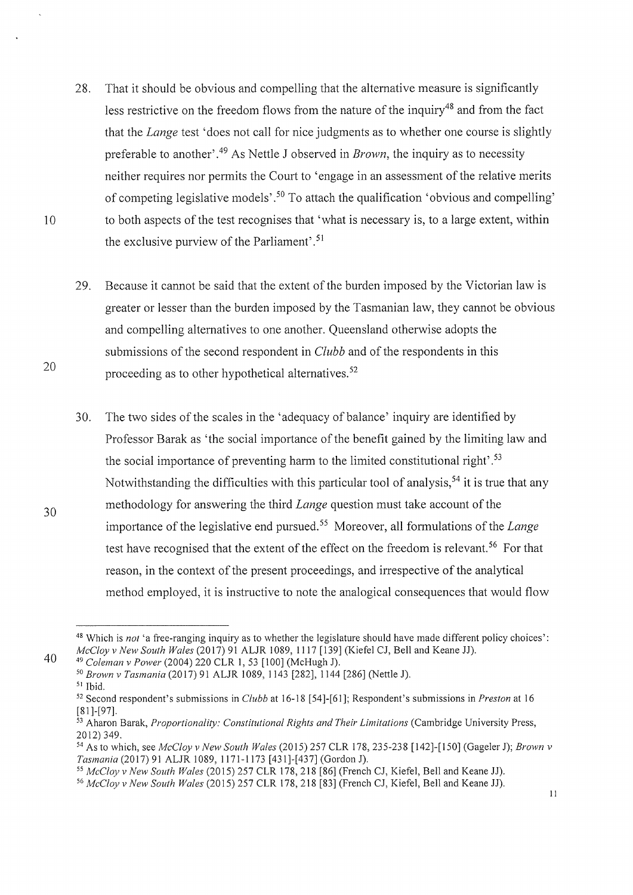28. That it should be obvious and compelling that the alternative measure is significantly less restrictive on the freedom flows from the nature of the inquiry[48] and from the fact that the *Lange* test 'does not call for nice judgments as to whether one course is slightly preferable to another'.[49] As Nettle J observed in *Brown*, the inquiry as to necessity neither requires nor permits the Court to 'engage in an assessment of the relative merits of competing legislative models'.[50] To attach the qualification 'obvious and compelling' to both aspects of the test recognises that 'what is necessary is, to a large extent, within the exclusive purview of the Parliament'.[51]

29. Because it cannot be said that the extent of the burden imposed by the Victorian law is greater or lesser than the burden imposed by the Tasmanian law, they cannot be obvious and compelling alternatives to one another. Queensland otherwise adopts the submissions of the second respondent in *Clubb* and of the respondents in this proceeding as to other hypothetical alternatives.[52]

30. The two sides of the scales in the 'adequacy of balance' inquiry are identified by Professor Barak as 'the social importance of the benefit gained by the limiting law and the social importance of preventing harm to the limited constitutional right'.[53] Notwithstanding the difficulties with this particular tool of analysis,[54] it is true that any methodology for answering the third *Lange* question must take account of the importance of the legislative end pursued.[55] Moreover, all formulations of the *Lange* test have recognised that the extent of the effect on the freedom is relevant.[56] For that reason, in the context of the present proceedings, and irrespective of the analytical method employed, it is instructive to note the analogical consequences that would flow

---

[48] Which is *not* 'a free-ranging inquiry as to whether the legislature should have made different policy choices': *McCloy v New South Wales* (2017) 91 ALJR 1089, 1117 [139] (Kiefel CJ, Bell and Keane JJ).

[49] *Coleman v Power* (2004) 220 CLR 1, 53 [100] (McHugh J).

[50] *Brown v Tasmania* (2017) 91 ALJR 1089, 1143 [282], 1144 [286] (Nettle J).

[51] Ibid.

[52] Second respondent's submissions in *Clubb* at 16-18 [54]-[61]; Respondent's submissions in *Preston* at 16 [81]-[97].

[53] Aharon Barak, *Proportionality: Constitutional Rights and Their Limitations* (Cambridge University Press, 2012) 349.

[54] As to which, see *McCloy v New South Wales* (2015) 257 CLR 178, 235-238 [142]-[150] (Gageler J); *Brown v Tasmania* (2017) 91 ALJR 1089, 1171-1173 [431]-[437] (Gordon J).

[55] *McCloy v New South Wales* (2015) 257 CLR 178, 218 [86] (French CJ, Kiefel, Bell and Keane JJ).

[56] *McCloy v New South Wales* (2015) 257 CLR 178, 218 [83] (French CJ, Kiefel, Bell and Keane JJ).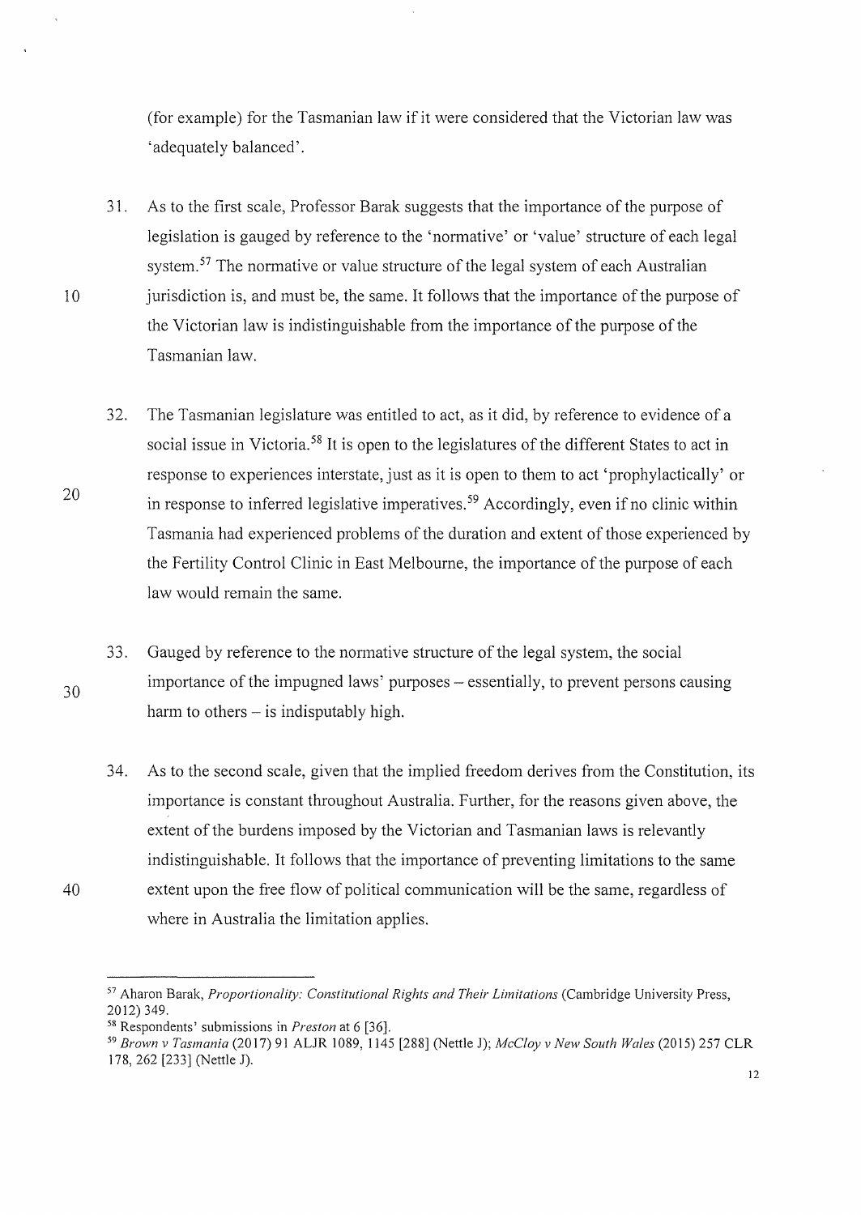(for example) for the Tasmanian law if it were considered that the Victorian law was 'adequately balanced'.

31. As to the first scale, Professor Barak suggests that the importance of the purpose of legislation is gauged by reference to the 'normative' or 'value' structure of each legal system.[57] The normative or value structure of the legal system of each Australian jurisdiction is, and must be, the same. It follows that the importance of the purpose of the Victorian law is indistinguishable from the importance of the purpose of the Tasmanian law.

32. The Tasmanian legislature was entitled to act, as it did, by reference to evidence of a social issue in Victoria.[58] It is open to the legislatures of the different States to act in response to experiences interstate, just as it is open to them to act 'prophylactically' or in response to inferred legislative imperatives.[59] Accordingly, even if no clinic within Tasmania had experienced problems of the duration and extent of those experienced by the Fertility Control Clinic in East Melbourne, the importance of the purpose of each law would remain the same.

33. Gauged by reference to the normative structure of the legal system, the social importance of the impugned laws' purposes – essentially, to prevent persons causing harm to others – is indisputably high.

34. As to the second scale, given that the implied freedom derives from the Constitution, its importance is constant throughout Australia. Further, for the reasons given above, the extent of the burdens imposed by the Victorian and Tasmanian laws is relevantly indistinguishable. It follows that the importance of preventing limitations to the same extent upon the free flow of political communication will be the same, regardless of where in Australia the limitation applies.

---

[57] Aharon Barak, *Proportionality: Constitutional Rights and Their Limitations* (Cambridge University Press, 2012) 349.

[58] Respondents' submissions in *Preston* at 6 [36].

[59] *Brown v Tasmania* (2017) 91 ALJR 1089, 1145 [288] (Nettle J); *McCloy v New South Wales* (2015) 257 CLR 178, 262 [233] (Nettle J).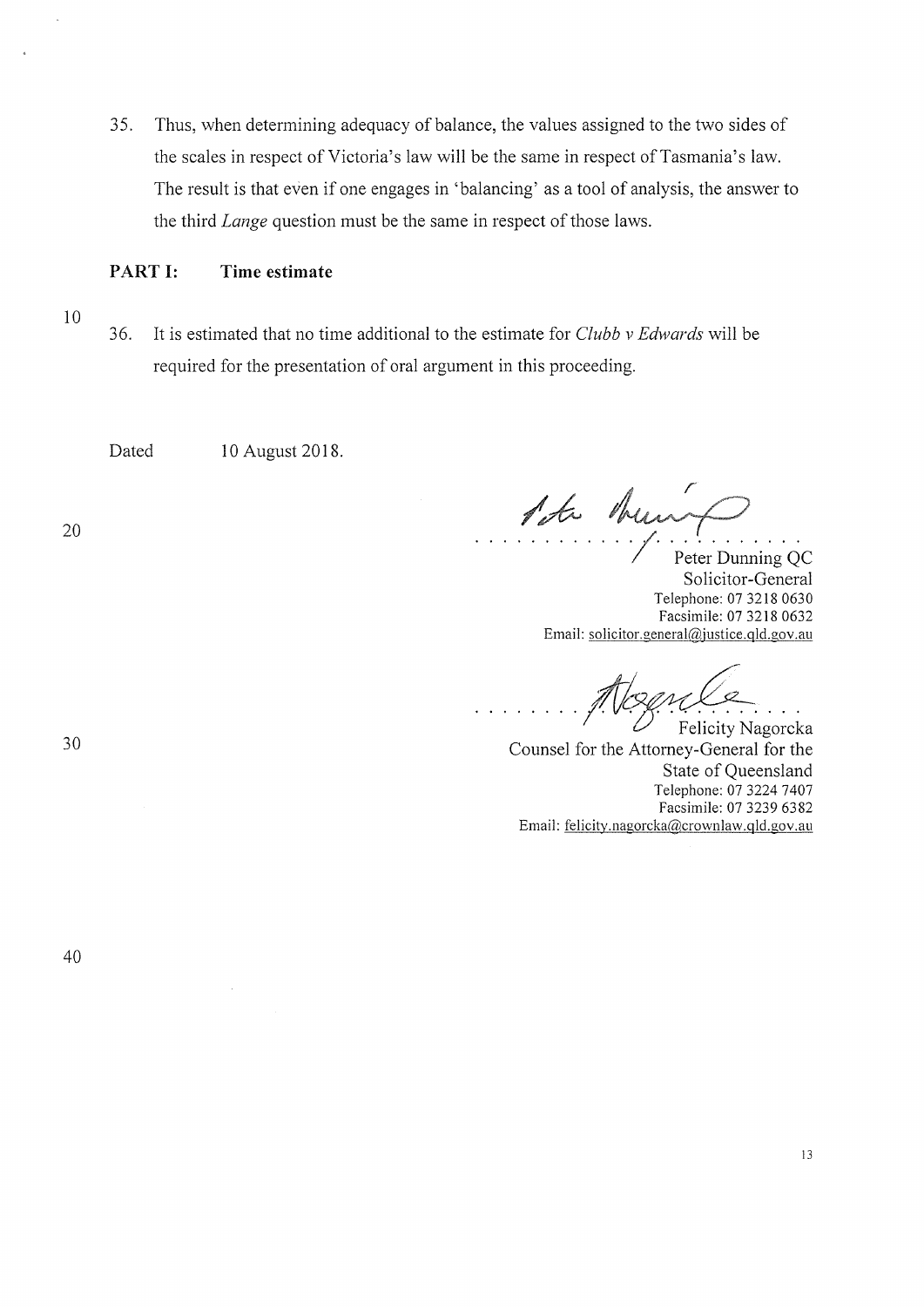35. Thus, when determining adequacy of balance, the values assigned to the two sides of the scales in respect of Victoria's law will be the same in respect of Tasmania's law. The result is that even if one engages in 'balancing' as a tool of analysis, the answer to the third *Lange* question must be the same in respect of those laws.

**PART I: Time estimate**

36. It is estimated that no time additional to the estimate for *Clubb v Edwards* will be required for the presentation of oral argument in this proceeding.

Dated 10 August 2018.

Peter Dunning QC
Solicitor-General
Telephone: 07 3218 0630
Facsimile: 07 3218 0632
Email: solicitor.general@justice.qld.gov.au

Felicity Nagorcka
Counsel for the Attorney-General for the State of Queensland
Telephone: 07 3224 7407
Facsimile: 07 3239 6382
Email: felicity.nagorcka@crownlaw.qld.gov.au